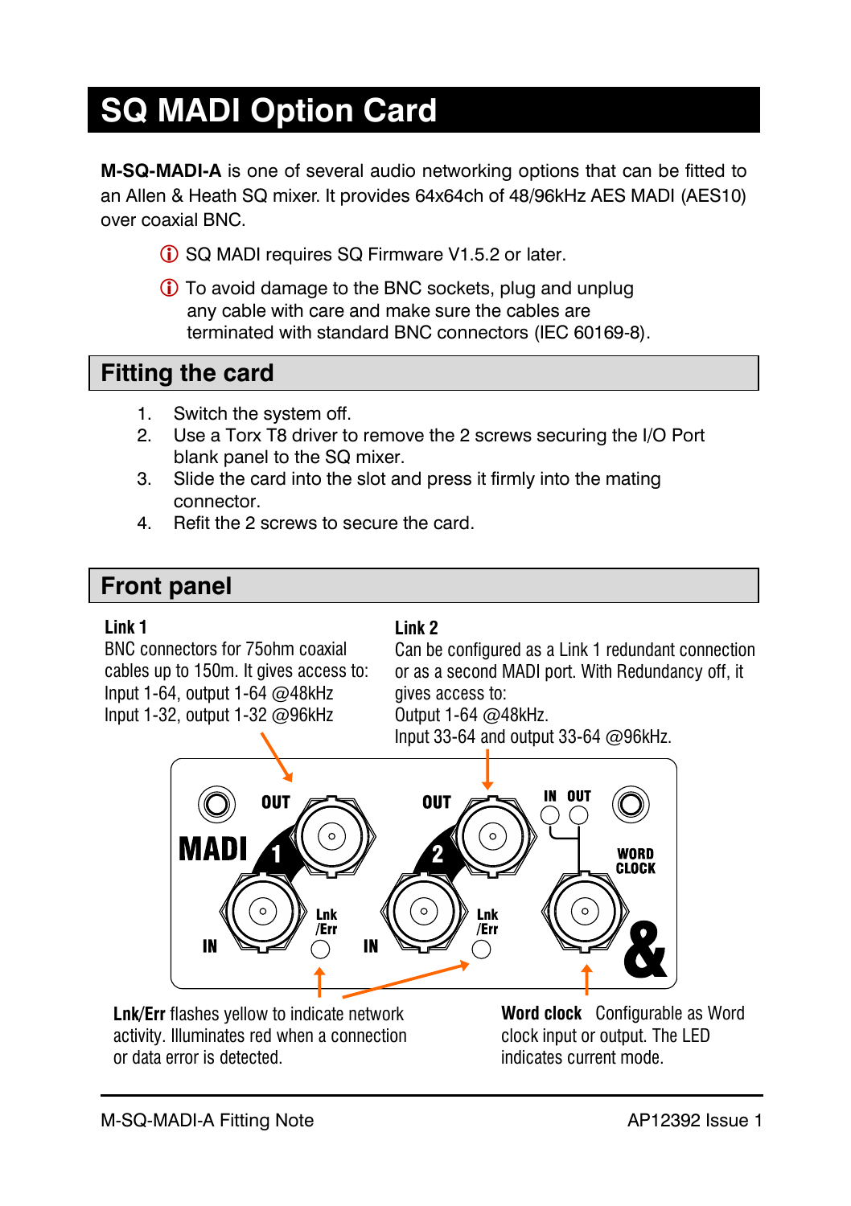# SQ MADI Option Card

**M-SQ-MADI-A** is one of several audio networking options that can be fitted to an Allen & Heath SQ mixer. It provides 64x64ch of 48/96kHz AES MADI (AES10) over coaxial BNC.

ⓘ SQ MADI requires SQ Firmware V1.5.2 or later.

ⓘ To avoid damage to the BNC sockets, plug and unplug any cable with care and make sure the cables are terminated with standard BNC connectors (IEC 60169-8).

## Fitting the card

1. Switch the system off.
2. Use a Torx T8 driver to remove the 2 screws securing the I/O Port blank panel to the SQ mixer.
3. Slide the card into the slot and press it firmly into the mating connector.
4. Refit the 2 screws to secure the card.

## Front panel

**Link 1**
BNC connectors for 75ohm coaxial cables up to 150m. It gives access to:
Input 1-64, output 1-64 @48kHz
Input 1-32, output 1-32 @96kHz

**Link 2**
Can be configured as a Link 1 redundant connection or as a second MADI port. With Redundancy off, it gives access to:
Output 1-64 @48kHz.
Input 33-64 and output 33-64 @96kHz.

**Lnk/Err** flashes yellow to indicate network activity. Illuminates red when a connection or data error is detected.

**Word clock** Configurable as Word clock input or output. The LED indicates current mode.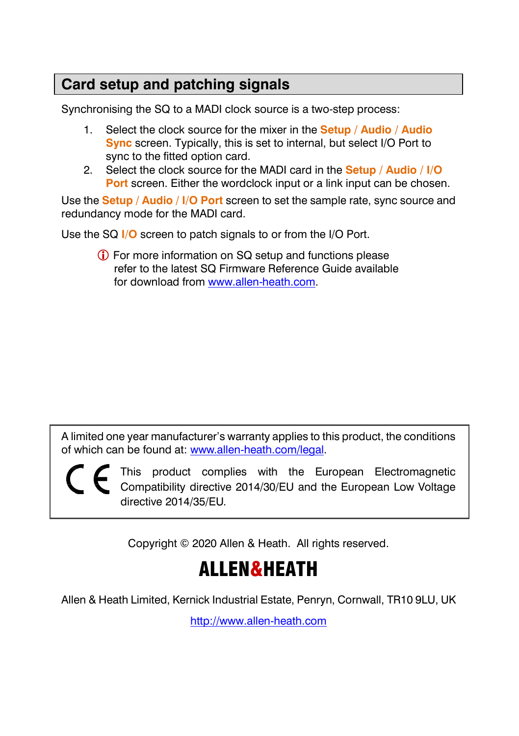## Card setup and patching signals

Synchronising the SQ to a MADI clock source is a two-step process:

1. Select the clock source for the mixer in the **Setup / Audio / Audio Sync** screen. Typically, this is set to internal, but select I/O Port to sync to the fitted option card.
2. Select the clock source for the MADI card in the **Setup / Audio / I/O Port** screen. Either the wordclock input or a link input can be chosen.

Use the **Setup / Audio / I/O Port** screen to set the sample rate, sync source and redundancy mode for the MADI card.

Use the SQ **I/O** screen to patch signals to or from the I/O Port.

ⓘ For more information on SQ setup and functions please refer to the latest SQ Firmware Reference Guide available for download from www.allen-heath.com.

A limited one year manufacturer's warranty applies to this product, the conditions of which can be found at: www.allen-heath.com/legal.

CE This product complies with the European Electromagnetic Compatibility directive 2014/30/EU and the European Low Voltage directive 2014/35/EU.

Copyright © 2020 Allen & Heath. All rights reserved.

**ALLEN&HEATH**

Allen & Heath Limited, Kernick Industrial Estate, Penryn, Cornwall, TR10 9LU, UK

http://www.allen-heath.com